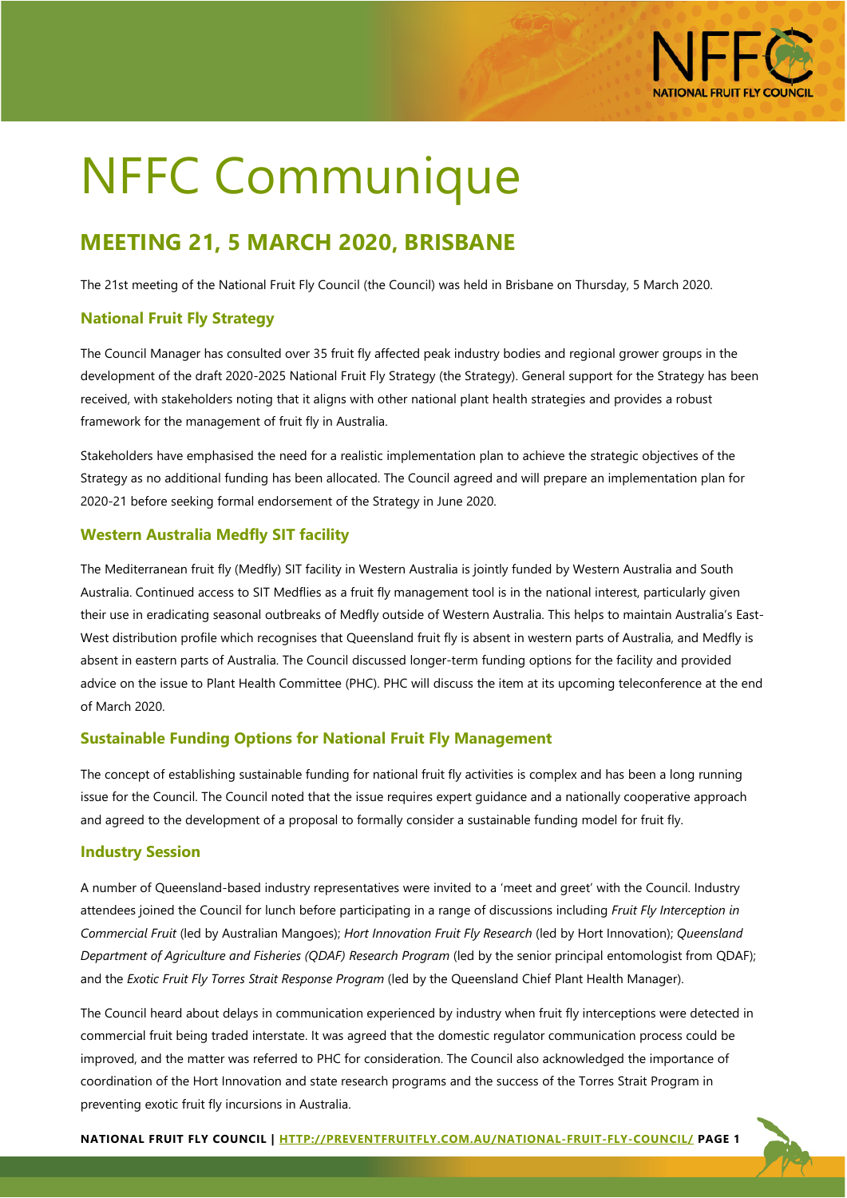# NFFC Communique

## MEETING 21, 5 MARCH 2020, BRISBANE

The 21st meeting of the National Fruit Fly Council (the Council) was held in Brisbane on Thursday, 5 March 2020.

### National Fruit Fly Strategy

The Council Manager has consulted over 35 fruit fly affected peak industry bodies and regional grower groups in the development of the draft 2020-2025 National Fruit Fly Strategy (the Strategy). General support for the Strategy has been received, with stakeholders noting that it aligns with other national plant health strategies and provides a robust framework for the management of fruit fly in Australia.

Stakeholders have emphasised the need for a realistic implementation plan to achieve the strategic objectives of the Strategy as no additional funding has been allocated. The Council agreed and will prepare an implementation plan for 2020-21 before seeking formal endorsement of the Strategy in June 2020.

### Western Australia Medfly SIT facility

The Mediterranean fruit fly (Medfly) SIT facility in Western Australia is jointly funded by Western Australia and South Australia. Continued access to SIT Medflies as a fruit fly management tool is in the national interest, particularly given their use in eradicating seasonal outbreaks of Medfly outside of Western Australia. This helps to maintain Australia's East-West distribution profile which recognises that Queensland fruit fly is absent in western parts of Australia, and Medfly is absent in eastern parts of Australia. The Council discussed longer-term funding options for the facility and provided advice on the issue to Plant Health Committee (PHC). PHC will discuss the item at its upcoming teleconference at the end of March 2020.

### Sustainable Funding Options for National Fruit Fly Management

The concept of establishing sustainable funding for national fruit fly activities is complex and has been a long running issue for the Council. The Council noted that the issue requires expert guidance and a nationally cooperative approach and agreed to the development of a proposal to formally consider a sustainable funding model for fruit fly.

### Industry Session

A number of Queensland-based industry representatives were invited to a 'meet and greet' with the Council. Industry attendees joined the Council for lunch before participating in a range of discussions including *Fruit Fly Interception in Commercial Fruit* (led by Australian Mangoes); *Hort Innovation Fruit Fly Research* (led by Hort Innovation); *Queensland Department of Agriculture and Fisheries (QDAF) Research Program* (led by the senior principal entomologist from QDAF); and the *Exotic Fruit Fly Torres Strait Response Program* (led by the Queensland Chief Plant Health Manager).

The Council heard about delays in communication experienced by industry when fruit fly interceptions were detected in commercial fruit being traded interstate. It was agreed that the domestic regulator communication process could be improved, and the matter was referred to PHC for consideration. The Council also acknowledged the importance of coordination of the Hort Innovation and state research programs and the success of the Torres Strait Program in preventing exotic fruit fly incursions in Australia.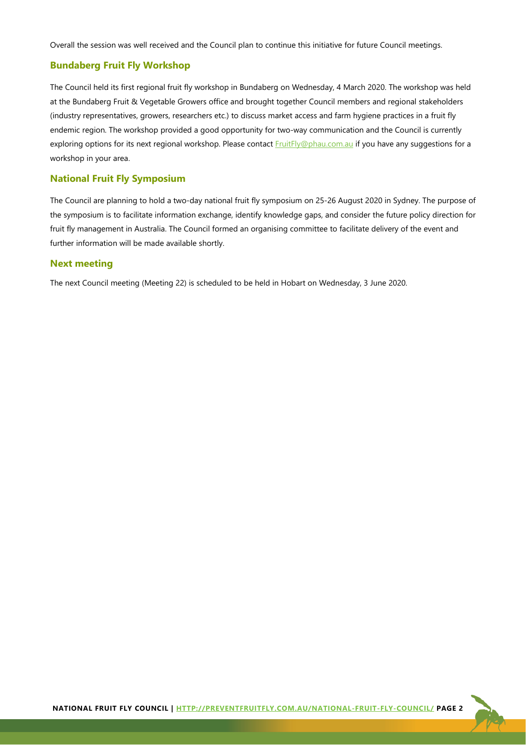Overall the session was well received and the Council plan to continue this initiative for future Council meetings.

## Bundaberg Fruit Fly Workshop

The Council held its first regional fruit fly workshop in Bundaberg on Wednesday, 4 March 2020. The workshop was held at the Bundaberg Fruit & Vegetable Growers office and brought together Council members and regional stakeholders (industry representatives, growers, researchers etc.) to discuss market access and farm hygiene practices in a fruit fly endemic region. The workshop provided a good opportunity for two-way communication and the Council is currently exploring options for its next regional workshop. Please contact FruitFly@phau.com.au if you have any suggestions for a workshop in your area.

## National Fruit Fly Symposium

The Council are planning to hold a two-day national fruit fly symposium on 25-26 August 2020 in Sydney. The purpose of the symposium is to facilitate information exchange, identify knowledge gaps, and consider the future policy direction for fruit fly management in Australia. The Council formed an organising committee to facilitate delivery of the event and further information will be made available shortly.

## Next meeting

The next Council meeting (Meeting 22) is scheduled to be held in Hobart on Wednesday, 3 June 2020.